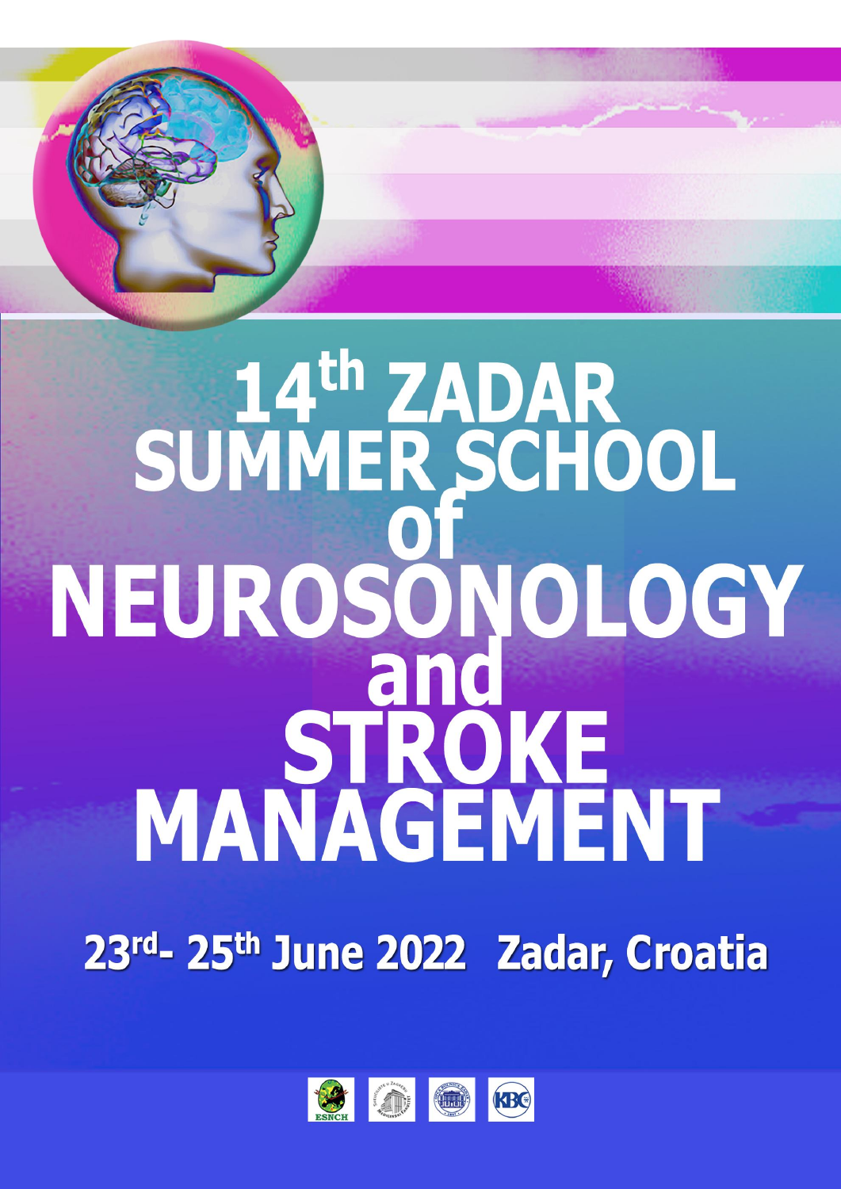# 14th ZADAR SUMMER SCHOOL of NEUROSONOLOGY and STROKE MANAGEMENT

## 23rd- 25th June 2022 Zadar, Croatia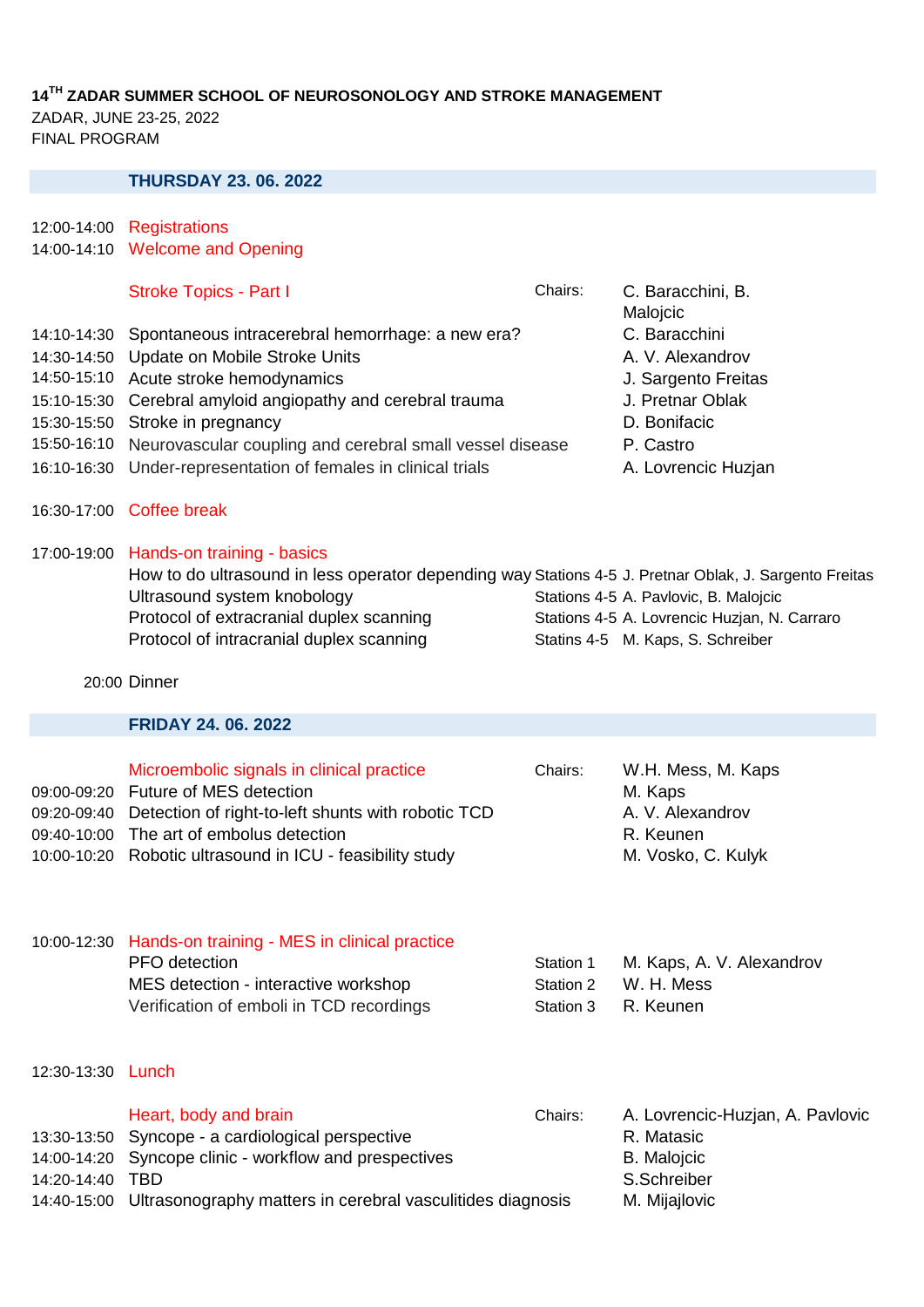**14[TH] ZADAR SUMMER SCHOOL OF NEUROSONOLOGY AND STROKE MANAGEMENT**

ZADAR, JUNE 23-25, 2022

FINAL PROGRAM

## THURSDAY 23. 06. 2022

| Time | Session | | Speaker |
|---|---|---|---|
| 12:00-14:00 | Registrations | | |
| 14:00-14:10 | Welcome and Opening | | |
| | **Stroke Topics - Part I** | Chairs: | C. Baracchini, B. Malojcic |
| 14:10-14:30 | Spontaneous intracerebral hemorrhage: a new era? | | C. Baracchini |
| 14:30-14:50 | Update on Mobile Stroke Units | | A. V. Alexandrov |
| 14:50-15:10 | Acute stroke hemodynamics | | J. Sargento Freitas |
| 15:10-15:30 | Cerebral amyloid angiopathy and cerebral trauma | | J. Pretnar Oblak |
| 15:30-15:50 | Stroke in pregnancy | | D. Bonifacic |
| 15:50-16:10 | Neurovascular coupling and cerebral small vessel disease | | P. Castro |
| 16:10-16:30 | Under-representation of females in clinical trials | | A. Lovrencic Huzjan |
| 16:30-17:00 | Coffee break | | |
| 17:00-19:00 | **Hands-on training - basics** | | |
| | How to do ultrasound in less operator depending way | Stations 4-5 | J. Pretnar Oblak, J. Sargento Freitas |
| | Ultrasound system knobology | Stations 4-5 | A. Pavlovic, B. Malojcic |
| | Protocol of extracranial duplex scanning | Stations 4-5 | A. Lovrencic Huzjan, N. Carraro |
| | Protocol of intracranial duplex scanning | Statins 4-5 | M. Kaps, S. Schreiber |
| 20:00 | Dinner | | |

## FRIDAY 24. 06. 2022

| Time | Session | | Speaker |
|---|---|---|---|
| | **Microembolic signals in clinical practice** | Chairs: | W.H. Mess, M. Kaps |
| 09:00-09:20 | Future of MES detection | | M. Kaps |
| 09:20-09:40 | Detection of right-to-left shunts with robotic TCD | | A. V. Alexandrov |
| 09:40-10:00 | The art of embolus detection | | R. Keunen |
| 10:00-10:20 | Robotic ultrasound in ICU - feasibility study | | M. Vosko, C. Kulyk |
| 10:00-12:30 | **Hands-on training - MES in clinical practice** | | |
| | PFO detection | Station 1 | M. Kaps, A. V. Alexandrov |
| | MES detection - interactive workshop | Station 2 | W. H. Mess |
| | Verification of emboli in TCD recordings | Station 3 | R. Keunen |
| 12:30-13:30 | Lunch | | |
| | **Heart, body and brain** | Chairs: | A. Lovrencic-Huzjan, A. Pavlovic |
| 13:30-13:50 | Syncope - a cardiological perspective | | R. Matasic |
| 14:00-14:20 | Syncope clinic - workflow and prespectives | | B. Malojcic |
| 14:20-14:40 | TBD | | S.Schreiber |
| 14:40-15:00 | Ultrasonography matters in cerebral vasculitides diagnosis | | M. Mijajlovic |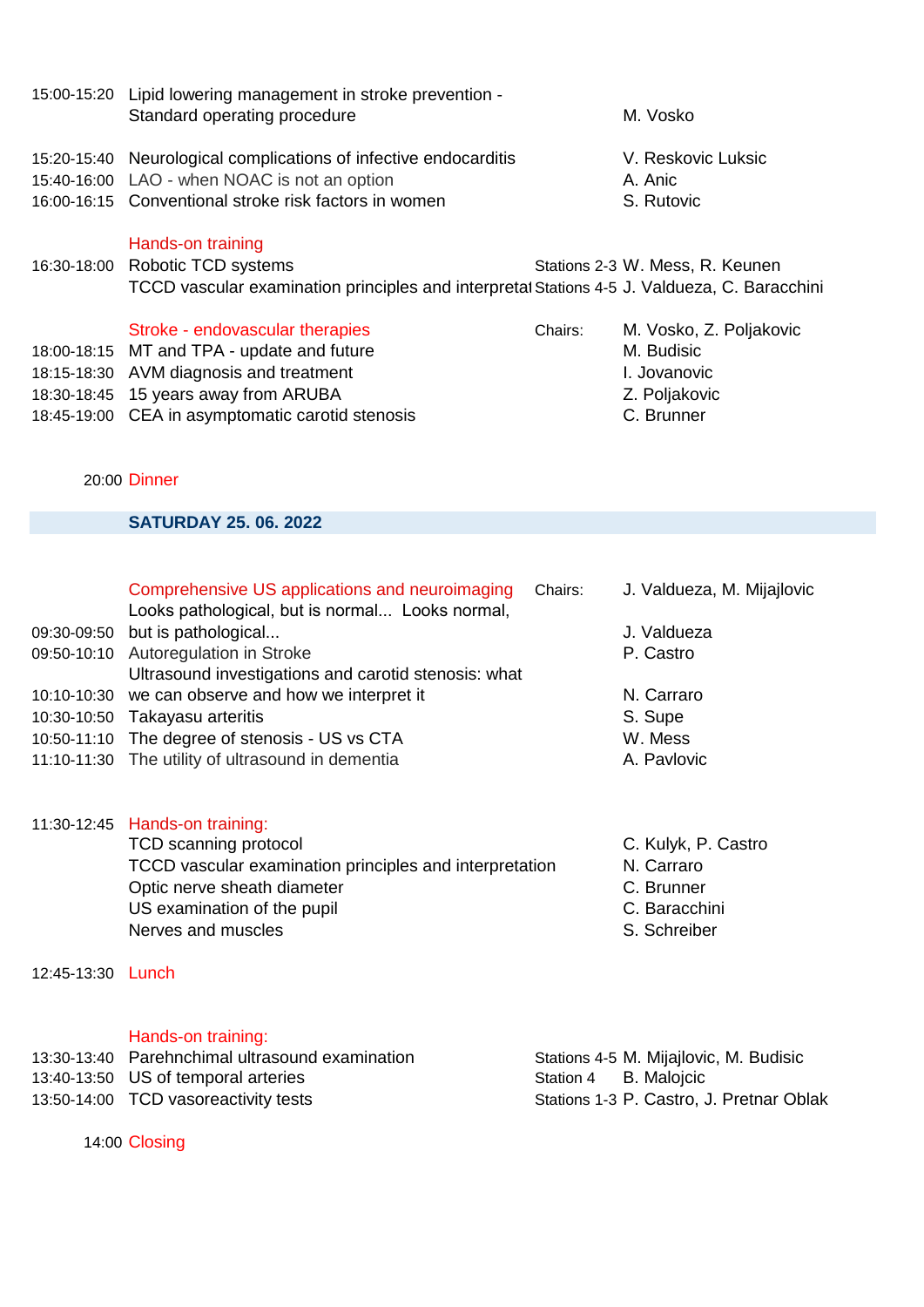| | | | |
|---|---|---|---|
| 15:00-15:20 | Lipid lowering management in stroke prevention - Standard operating procedure | | M. Vosko |
| 15:20-15:40 | Neurological complications of infective endocarditis | | V. Reskovic Luksic |
| 15:40-16:00 | LAO - when NOAC is not an option | | A. Anic |
| 16:00-16:15 | Conventional stroke risk factors in women | | S. Rutovic |
| | **Hands-on training** | | |
| 16:30-18:00 | Robotic TCD systems | Stations 2-3 | W. Mess, R. Keunen |
| | TCCD vascular examination principles and interpretat | Stations 4-5 | J. Valdueza, C. Baracchini |
| | **Stroke - endovascular therapies** | Chairs: | M. Vosko, Z. Poljakovic |
| 18:00-18:15 | MT and TPA - update and future | | M. Budisic |
| 18:15-18:30 | AVM diagnosis and treatment | | I. Jovanovic |
| 18:30-18:45 | 15 years away from ARUBA | | Z. Poljakovic |
| 18:45-19:00 | CEA in asymptomatic carotid stenosis | | C. Brunner |
| 20:00 | **Dinner** | | |

## SATURDAY 25. 06. 2022

| | | | |
|---|---|---|---|
| | **Comprehensive US applications and neuroimaging** | Chairs: | J. Valdueza, M. Mijajlovic |
| 09:30-09:50 | Looks pathological, but is normal... Looks normal, but is pathological... | | J. Valdueza |
| 09:50-10:10 | Autoregulation in Stroke | | P. Castro |
| 10:10-10:30 | Ultrasound investigations and carotid stenosis: what we can observe and how we interpret it | | N. Carraro |
| 10:30-10:50 | Takayasu arteritis | | S. Supe |
| 10:50-11:10 | The degree of stenosis - US vs CTA | | W. Mess |
| 11:10-11:30 | The utility of ultrasound in dementia | | A. Pavlovic |
| 11:30-12:45 | **Hands-on training:** | | |
| | TCD scanning protocol | | C. Kulyk, P. Castro |
| | TCCD vascular examination principles and interpretation | | N. Carraro |
| | Optic nerve sheath diameter | | C. Brunner |
| | US examination of the pupil | | C. Baracchini |
| | Nerves and muscles | | S. Schreiber |
| 12:45-13:30 | **Lunch** | | |
| | **Hands-on training:** | | |
| 13:30-13:40 | Parehnchimal ultrasound examination | Stations 4-5 | M. Mijajlovic, M. Budisic |
| 13:40-13:50 | US of temporal arteries | Station 4 | B. Malojcic |
| 13:50-14:00 | TCD vasoreactivity tests | Stations 1-3 | P. Castro, J. Pretnar Oblak |
| 14:00 | **Closing** | | |